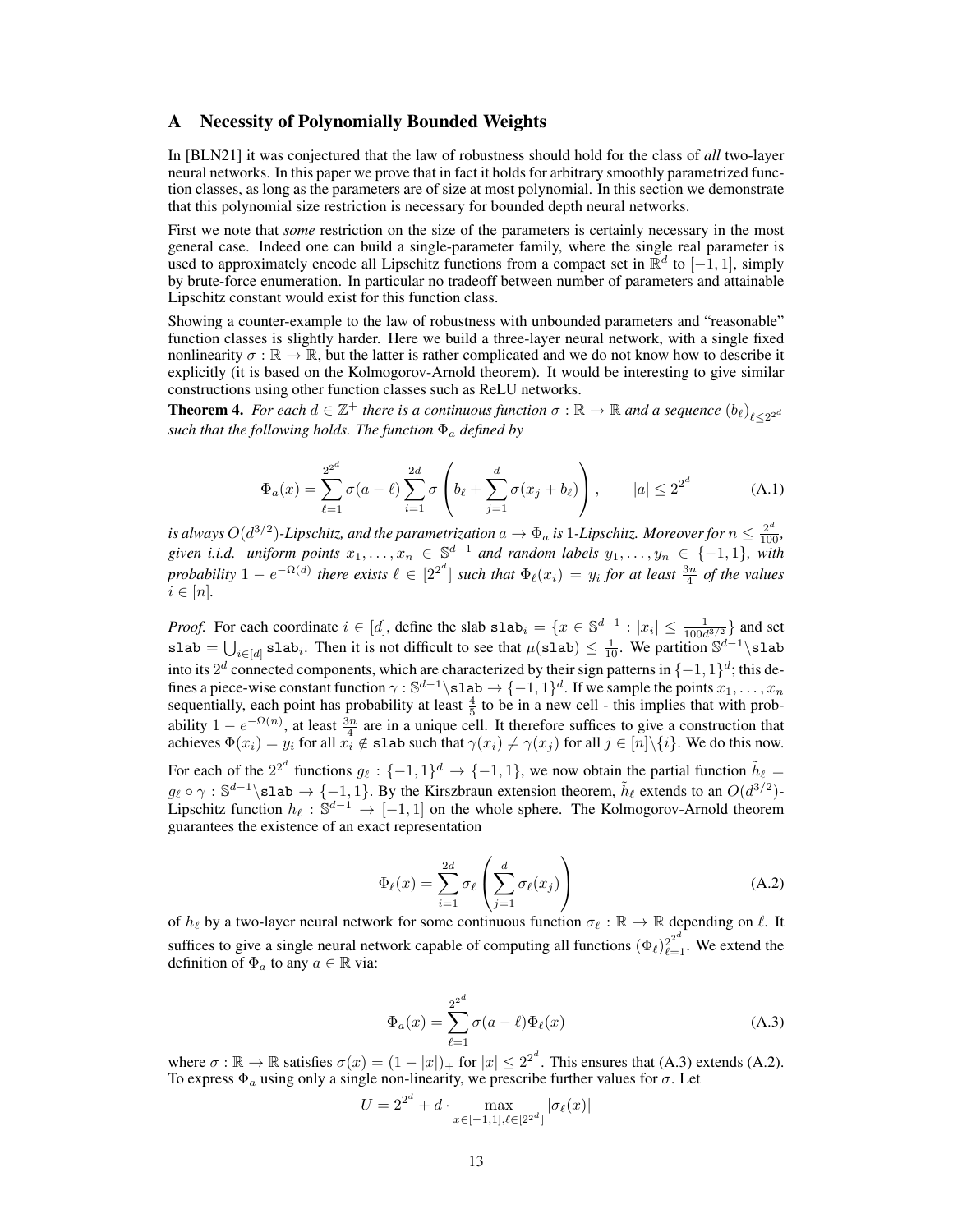## A Necessity of Polynomially Bounded Weights

In [BLN21] it was conjectured that the law of robustness should hold for the class of *all* two-layer neural networks. In this paper we prove that in fact it holds for arbitrary smoothly parametrized function classes, as long as the parameters are of size at most polynomial. In this section we demonstrate that this polynomial size restriction is necessary for bounded depth neural networks.

First we note that *some* restriction on the size of the parameters is certainly necessary in the most general case. Indeed one can build a single-parameter family, where the single real parameter is used to approximately encode all Lipschitz functions from a compact set in $\mathbb{R}^d$ to $[-1, 1]$, simply by brute-force enumeration. In particular no tradeoff between number of parameters and attainable Lipschitz constant would exist for this function class.

Showing a counter-example to the law of robustness with unbounded parameters and "reasonable" function classes is slightly harder. Here we build a three-layer neural network, with a single fixed nonlinearity $\sigma : \mathbb{R} \to \mathbb{R}$, but the latter is rather complicated and we do not know how to describe it explicitly (it is based on the Kolmogorov-Arnold theorem). It would be interesting to give similar constructions using other function classes such as ReLU networks.

**Theorem 4.** *For each $d \in \mathbb{Z}^+$ there is a continuous function $\sigma : \mathbb{R} \to \mathbb{R}$ and a sequence $(b_\ell)_{\ell \leq 2^{2^d}}$ such that the following holds. The function $\Phi_a$ defined by*

$$\Phi_a(x) = \sum_{\ell=1}^{2^{2^d}} \sigma(a - \ell) \sum_{i=1}^{2d} \sigma\left(b_\ell + \sum_{j=1}^{d} \sigma(x_j + b_\ell)\right), \qquad |a| \leq 2^{2^d} \tag{A.1}$$

*is always $O(d^{3/2})$-Lipschitz, and the parametrization $a \to \Phi_a$ is 1-Lipschitz. Moreover for $n \leq \frac{2^d}{100}$, given i.i.d. uniform points $x_1, \ldots, x_n \in \mathbb{S}^{d-1}$ and random labels $y_1, \ldots, y_n \in \{-1, 1\}$, with probability $1 - e^{-\Omega(d)}$ there exists $\ell \in [2^{2^d}]$ such that $\Phi_\ell(x_i) = y_i$ for at least $\frac{3n}{4}$ of the values $i \in [n]$.*

*Proof.* For each coordinate $i \in [d]$, define the slab $\texttt{slab}_i = \{x \in \mathbb{S}^{d-1} : |x_i| \leq \frac{1}{100d^{3/2}}\}$ and set $\texttt{slab} = \bigcup_{i \in [d]} \texttt{slab}_i$. Then it is not difficult to see that $\mu(\texttt{slab}) \leq \frac{1}{10}$. We partition $\mathbb{S}^{d-1} \backslash \texttt{slab}$ into its $2^d$ connected components, which are characterized by their sign patterns in $\{-1, 1\}^d$; this defines a piece-wise constant function $\gamma : \mathbb{S}^{d-1} \backslash \texttt{slab} \to \{-1, 1\}^d$. If we sample the points $x_1, \ldots, x_n$ sequentially, each point has probability at least $\frac{4}{5}$ to be in a new cell - this implies that with probability $1 - e^{-\Omega(n)}$, at least $\frac{3n}{4}$ are in a unique cell. It therefore suffices to give a construction that achieves $\Phi(x_i) = y_i$ for all $x_i \notin \texttt{slab}$ such that $\gamma(x_i) \neq \gamma(x_j)$ for all $j \in [n] \backslash \{i\}$. We do this now.

For each of the $2^{2^d}$ functions $g_\ell : \{-1, 1\}^d \to \{-1, 1\}$, we now obtain the partial function $\tilde{h}_\ell = g_\ell \circ \gamma : \mathbb{S}^{d-1} \backslash \texttt{slab} \to \{-1, 1\}$. By the Kirszbraun extension theorem, $\tilde{h}_\ell$ extends to an $O(d^{3/2})$-Lipschitz function $h_\ell : \mathbb{S}^{d-1} \to [-1, 1]$ on the whole sphere. The Kolmogorov-Arnold theorem guarantees the existence of an exact representation

$$\Phi_\ell(x) = \sum_{i=1}^{2d} \sigma_\ell\left(\sum_{j=1}^{d} \sigma_\ell(x_j)\right) \tag{A.2}$$

of $h_\ell$ by a two-layer neural network for some continuous function $\sigma_\ell : \mathbb{R} \to \mathbb{R}$ depending on $\ell$. It suffices to give a single neural network capable of computing all functions $(\Phi_\ell)_{\ell=1}^{2^{2^d}}$. We extend the definition of $\Phi_a$ to any $a \in \mathbb{R}$ via:

$$\Phi_a(x) = \sum_{\ell=1}^{2^{2^d}} \sigma(a - \ell)\Phi_\ell(x) \tag{A.3}$$

where $\sigma : \mathbb{R} \to \mathbb{R}$ satisfies $\sigma(x) = (1 - |x|)_+$ for $|x| \leq 2^{2^d}$. This ensures that (A.3) extends (A.2). To express $\Phi_a$ using only a single non-linearity, we prescribe further values for $\sigma$. Let

$$U = 2^{2^d} + d \cdot \max_{x \in [-1,1], \ell \in [2^{2^d}]} |\sigma_\ell(x)|$$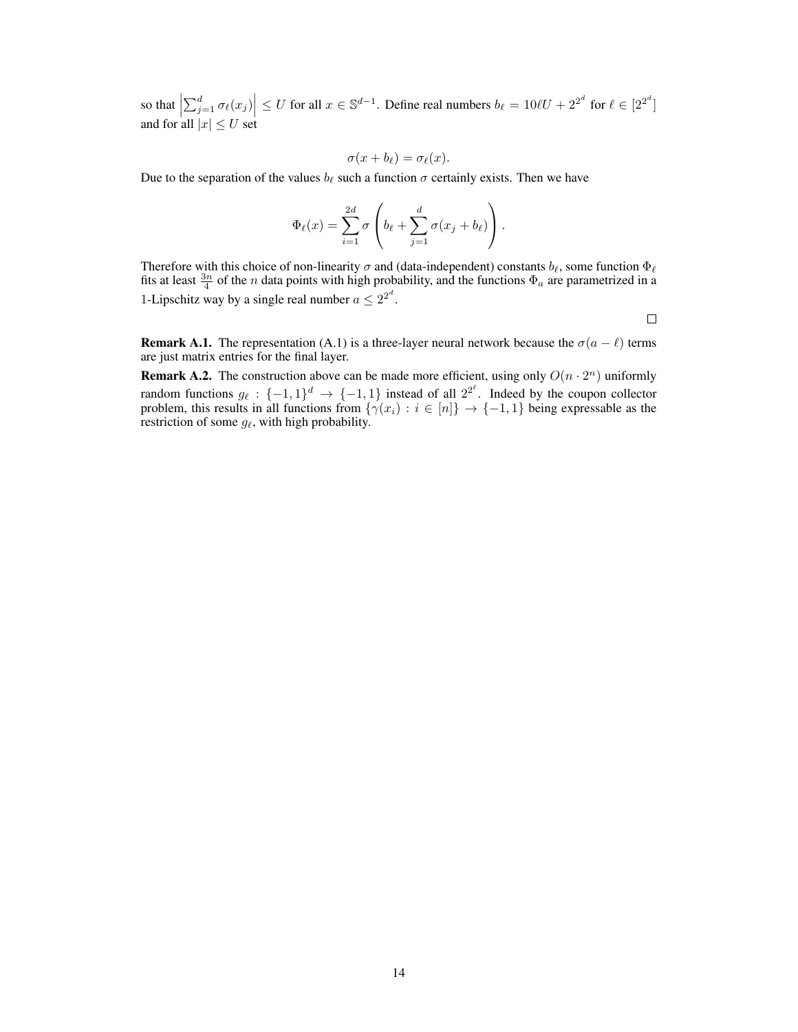so that $\left|\sum_{j=1}^{d} \sigma_\ell(x_j)\right| \leq U$ for all $x \in \mathbb{S}^{d-1}$. Define real numbers $b_\ell = 10\ell U + 2^{2^d}$ for $\ell \in [2^{2^d}]$ and for all $|x| \leq U$ set

$$\sigma(x + b_\ell) = \sigma_\ell(x).$$

Due to the separation of the values $b_\ell$ such a function $\sigma$ certainly exists. Then we have

$$\Phi_\ell(x) = \sum_{i=1}^{2d} \sigma\left(b_\ell + \sum_{j=1}^{d} \sigma(x_j + b_\ell)\right).$$

Therefore with this choice of non-linearity $\sigma$ and (data-independent) constants $b_\ell$, some function $\Phi_\ell$ fits at least $\frac{3n}{4}$ of the $n$ data points with high probability, and the functions $\Phi_a$ are parametrized in a 1-Lipschitz way by a single real number $a \leq 2^{2^d}$.

□

**Remark A.1.** The representation (A.1) is a three-layer neural network because the $\sigma(a - \ell)$ terms are just matrix entries for the final layer.

**Remark A.2.** The construction above can be made more efficient, using only $O(n \cdot 2^n)$ uniformly random functions $g_\ell : \{-1, 1\}^d \to \{-1, 1\}$ instead of all $2^{2^\ell}$. Indeed by the coupon collector problem, this results in all functions from $\{\gamma(x_i) : i \in [n]\} \to \{-1, 1\}$ being expressable as the restriction of some $g_\ell$, with high probability.